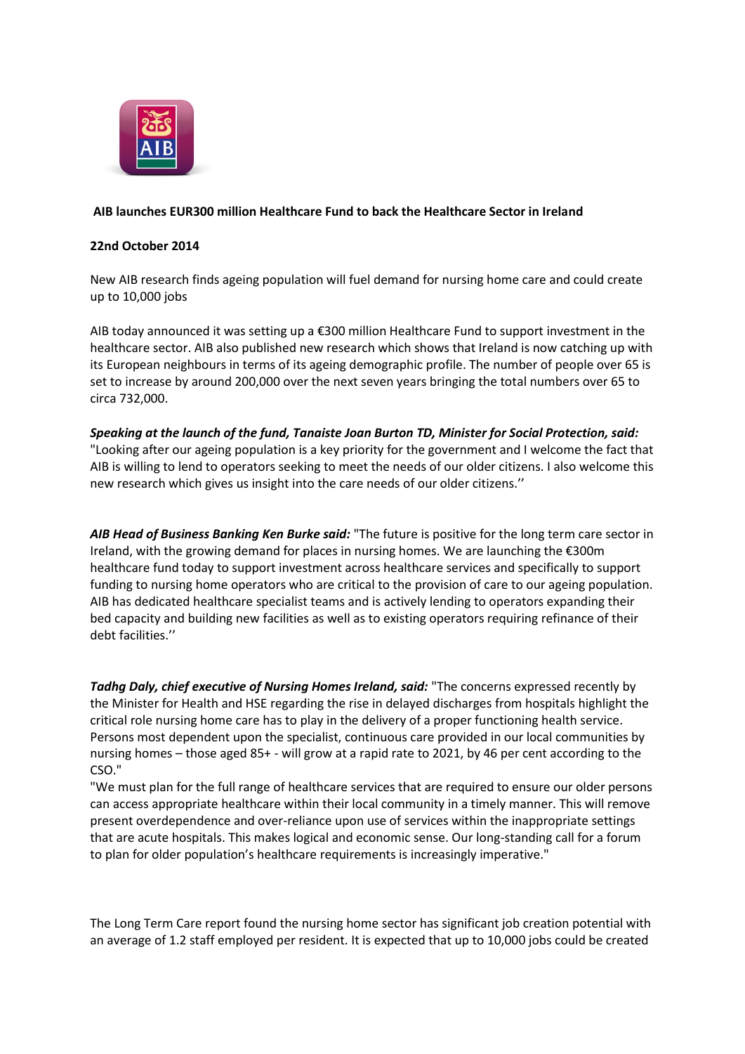**AIB launches EUR300 million Healthcare Fund to back the Healthcare Sector in Ireland**

**22nd October 2014**

New AIB research finds ageing population will fuel demand for nursing home care and could create up to 10,000 jobs

AIB today announced it was setting up a €300 million Healthcare Fund to support investment in the healthcare sector. AIB also published new research which shows that Ireland is now catching up with its European neighbours in terms of its ageing demographic profile. The number of people over 65 is set to increase by around 200,000 over the next seven years bringing the total numbers over 65 to circa 732,000.

***Speaking at the launch of the fund, Tanaiste Joan Burton TD, Minister for Social Protection, said:*** "Looking after our ageing population is a key priority for the government and I welcome the fact that AIB is willing to lend to operators seeking to meet the needs of our older citizens. I also welcome this new research which gives us insight into the care needs of our older citizens.''

***AIB Head of Business Banking Ken Burke said:*** "The future is positive for the long term care sector in Ireland, with the growing demand for places in nursing homes. We are launching the €300m healthcare fund today to support investment across healthcare services and specifically to support funding to nursing home operators who are critical to the provision of care to our ageing population. AIB has dedicated healthcare specialist teams and is actively lending to operators expanding their bed capacity and building new facilities as well as to existing operators requiring refinance of their debt facilities.''

***Tadhg Daly, chief executive of Nursing Homes Ireland, said:*** "The concerns expressed recently by the Minister for Health and HSE regarding the rise in delayed discharges from hospitals highlight the critical role nursing home care has to play in the delivery of a proper functioning health service. Persons most dependent upon the specialist, continuous care provided in our local communities by nursing homes – those aged 85+ - will grow at a rapid rate to 2021, by 46 per cent according to the CSO."

"We must plan for the full range of healthcare services that are required to ensure our older persons can access appropriate healthcare within their local community in a timely manner. This will remove present overdependence and over-reliance upon use of services within the inappropriate settings that are acute hospitals. This makes logical and economic sense. Our long-standing call for a forum to plan for older population's healthcare requirements is increasingly imperative."

The Long Term Care report found the nursing home sector has significant job creation potential with an average of 1.2 staff employed per resident. It is expected that up to 10,000 jobs could be created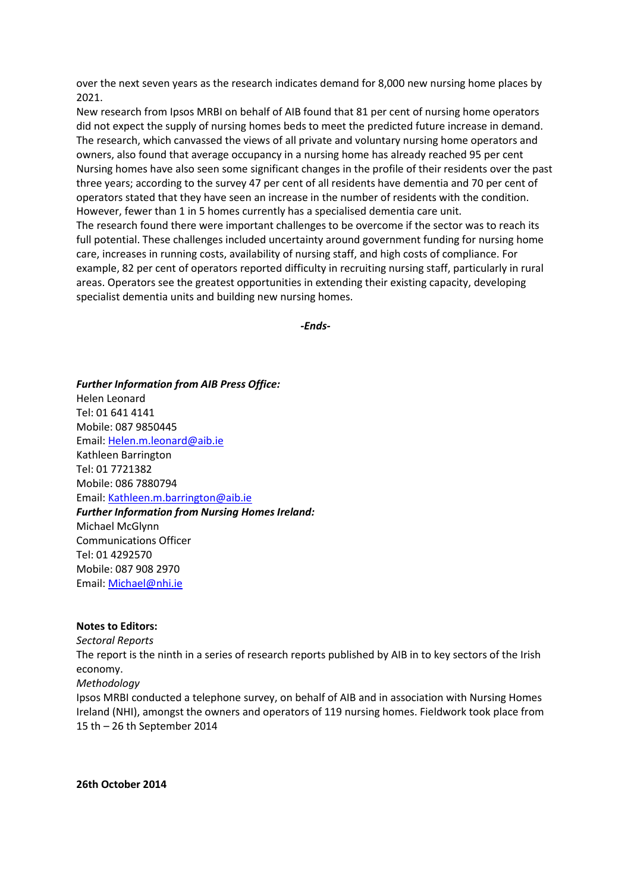over the next seven years as the research indicates demand for 8,000 new nursing home places by 2021.

New research from Ipsos MRBI on behalf of AIB found that 81 per cent of nursing home operators did not expect the supply of nursing homes beds to meet the predicted future increase in demand. The research, which canvassed the views of all private and voluntary nursing home operators and owners, also found that average occupancy in a nursing home has already reached 95 per cent

Nursing homes have also seen some significant changes in the profile of their residents over the past three years; according to the survey 47 per cent of all residents have dementia and 70 per cent of operators stated that they have seen an increase in the number of residents with the condition. However, fewer than 1 in 5 homes currently has a specialised dementia care unit.

The research found there were important challenges to be overcome if the sector was to reach its full potential. These challenges included uncertainty around government funding for nursing home care, increases in running costs, availability of nursing staff, and high costs of compliance. For example, 82 per cent of operators reported difficulty in recruiting nursing staff, particularly in rural areas. Operators see the greatest opportunities in extending their existing capacity, developing specialist dementia units and building new nursing homes.

***-Ends-***

***Further Information from AIB Press Office:***

Helen Leonard
Tel: 01 641 4141
Mobile: 087 9850445
Email: Helen.m.leonard@aib.ie
Kathleen Barrington
Tel: 01 7721382
Mobile: 086 7880794
Email: Kathleen.m.barrington@aib.ie

***Further Information from Nursing Homes Ireland:***

Michael McGlynn
Communications Officer
Tel: 01 4292570
Mobile: 087 908 2970
Email: Michael@nhi.ie

**Notes to Editors:**

*Sectoral Reports*

The report is the ninth in a series of research reports published by AIB in to key sectors of the Irish economy.

*Methodology*

Ipsos MRBI conducted a telephone survey, on behalf of AIB and in association with Nursing Homes Ireland (NHI), amongst the owners and operators of 119 nursing homes. Fieldwork took place from 15 th – 26 th September 2014

**26th October 2014**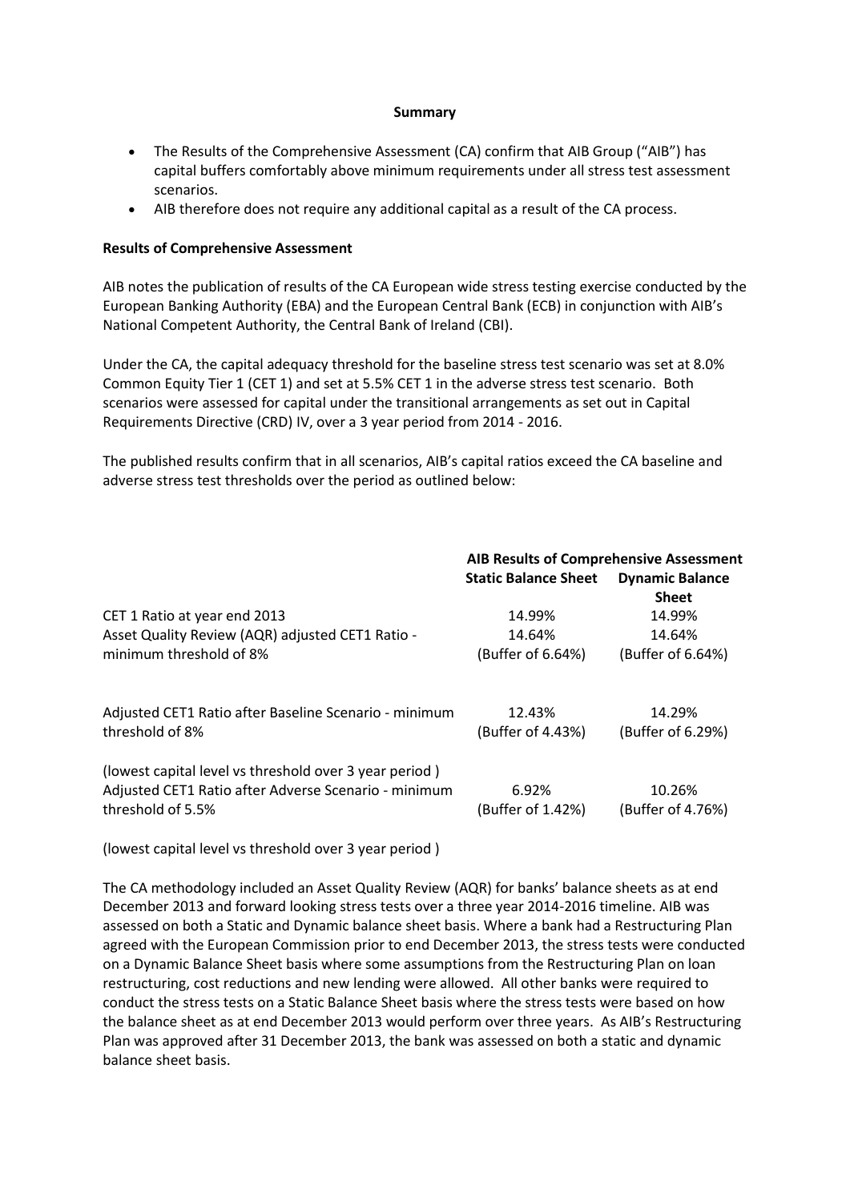**Summary**

- The Results of the Comprehensive Assessment (CA) confirm that AIB Group ("AIB") has capital buffers comfortably above minimum requirements under all stress test assessment scenarios.
- AIB therefore does not require any additional capital as a result of the CA process.

**Results of Comprehensive Assessment**

AIB notes the publication of results of the CA European wide stress testing exercise conducted by the European Banking Authority (EBA) and the European Central Bank (ECB) in conjunction with AIB's National Competent Authority, the Central Bank of Ireland (CBI).

Under the CA, the capital adequacy threshold for the baseline stress test scenario was set at 8.0% Common Equity Tier 1 (CET 1) and set at 5.5% CET 1 in the adverse stress test scenario. Both scenarios were assessed for capital under the transitional arrangements as set out in Capital Requirements Directive (CRD) IV, over a 3 year period from 2014 - 2016.

The published results confirm that in all scenarios, AIB's capital ratios exceed the CA baseline and adverse stress test thresholds over the period as outlined below:

| | **AIB Results of Comprehensive Assessment** | |
|---|---|---|
| | **Static Balance Sheet** | **Dynamic Balance Sheet** |
| CET 1 Ratio at year end 2013 | 14.99% | 14.99% |
| Asset Quality Review (AQR) adjusted CET1 Ratio - minimum threshold of 8% | 14.64% (Buffer of 6.64%) | 14.64% (Buffer of 6.64%) |
| Adjusted CET1 Ratio after Baseline Scenario - minimum threshold of 8% (lowest capital level vs threshold over 3 year period ) | 12.43% (Buffer of 4.43%) | 14.29% (Buffer of 6.29%) |
| Adjusted CET1 Ratio after Adverse Scenario - minimum threshold of 5.5% (lowest capital level vs threshold over 3 year period ) | 6.92% (Buffer of 1.42%) | 10.26% (Buffer of 4.76%) |

The CA methodology included an Asset Quality Review (AQR) for banks' balance sheets as at end December 2013 and forward looking stress tests over a three year 2014-2016 timeline. AIB was assessed on both a Static and Dynamic balance sheet basis. Where a bank had a Restructuring Plan agreed with the European Commission prior to end December 2013, the stress tests were conducted on a Dynamic Balance Sheet basis where some assumptions from the Restructuring Plan on loan restructuring, cost reductions and new lending were allowed. All other banks were required to conduct the stress tests on a Static Balance Sheet basis where the stress tests were based on how the balance sheet as at end December 2013 would perform over three years. As AIB's Restructuring Plan was approved after 31 December 2013, the bank was assessed on both a static and dynamic balance sheet basis.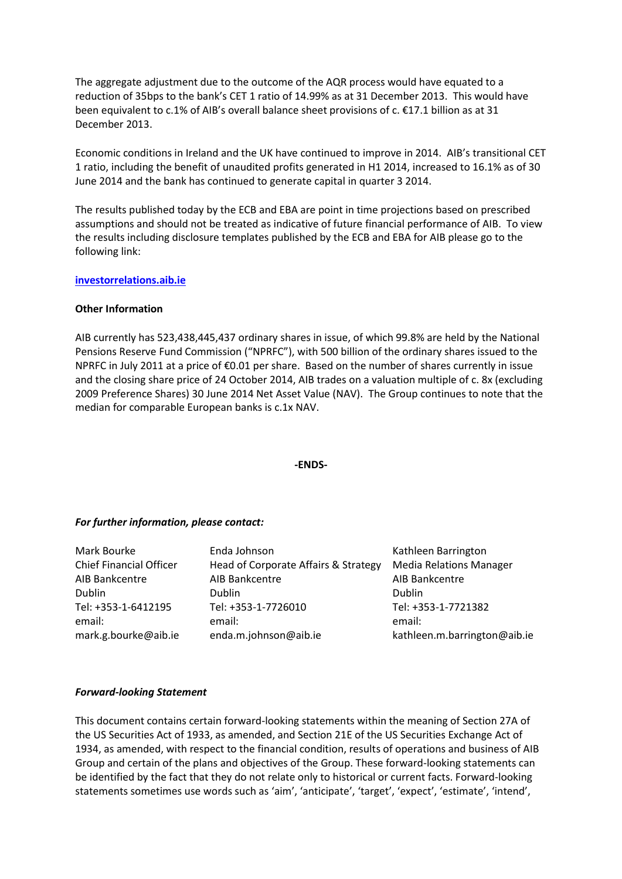The aggregate adjustment due to the outcome of the AQR process would have equated to a reduction of 35bps to the bank's CET 1 ratio of 14.99% as at 31 December 2013. This would have been equivalent to c.1% of AIB's overall balance sheet provisions of c. €17.1 billion as at 31 December 2013.

Economic conditions in Ireland and the UK have continued to improve in 2014. AIB's transitional CET 1 ratio, including the benefit of unaudited profits generated in H1 2014, increased to 16.1% as of 30 June 2014 and the bank has continued to generate capital in quarter 3 2014.

The results published today by the ECB and EBA are point in time projections based on prescribed assumptions and should not be treated as indicative of future financial performance of AIB. To view the results including disclosure templates published by the ECB and EBA for AIB please go to the following link:

**investorrelations.aib.ie**

**Other Information**

AIB currently has 523,438,445,437 ordinary shares in issue, of which 99.8% are held by the National Pensions Reserve Fund Commission ("NPRFC"), with 500 billion of the ordinary shares issued to the NPRFC in July 2011 at a price of €0.01 per share. Based on the number of shares currently in issue and the closing share price of 24 October 2014, AIB trades on a valuation multiple of c. 8x (excluding 2009 Preference Shares) 30 June 2014 Net Asset Value (NAV). The Group continues to note that the median for comparable European banks is c.1x NAV.

**-ENDS-**

***For further information, please contact:***

| Mark Bourke | Enda Johnson | Kathleen Barrington |
|---|---|---|
| Chief Financial Officer | Head of Corporate Affairs & Strategy | Media Relations Manager |
| AIB Bankcentre | AIB Bankcentre | AIB Bankcentre |
| Dublin | Dublin | Dublin |
| Tel: +353-1-6412195 | Tel: +353-1-7726010 | Tel: +353-1-7721382 |
| email: | email: | email: |
| mark.g.bourke@aib.ie | enda.m.johnson@aib.ie | kathleen.m.barrington@aib.ie |

***Forward-looking Statement***

This document contains certain forward-looking statements within the meaning of Section 27A of the US Securities Act of 1933, as amended, and Section 21E of the US Securities Exchange Act of 1934, as amended, with respect to the financial condition, results of operations and business of AIB Group and certain of the plans and objectives of the Group. These forward-looking statements can be identified by the fact that they do not relate only to historical or current facts. Forward-looking statements sometimes use words such as 'aim', 'anticipate', 'target', 'expect', 'estimate', 'intend',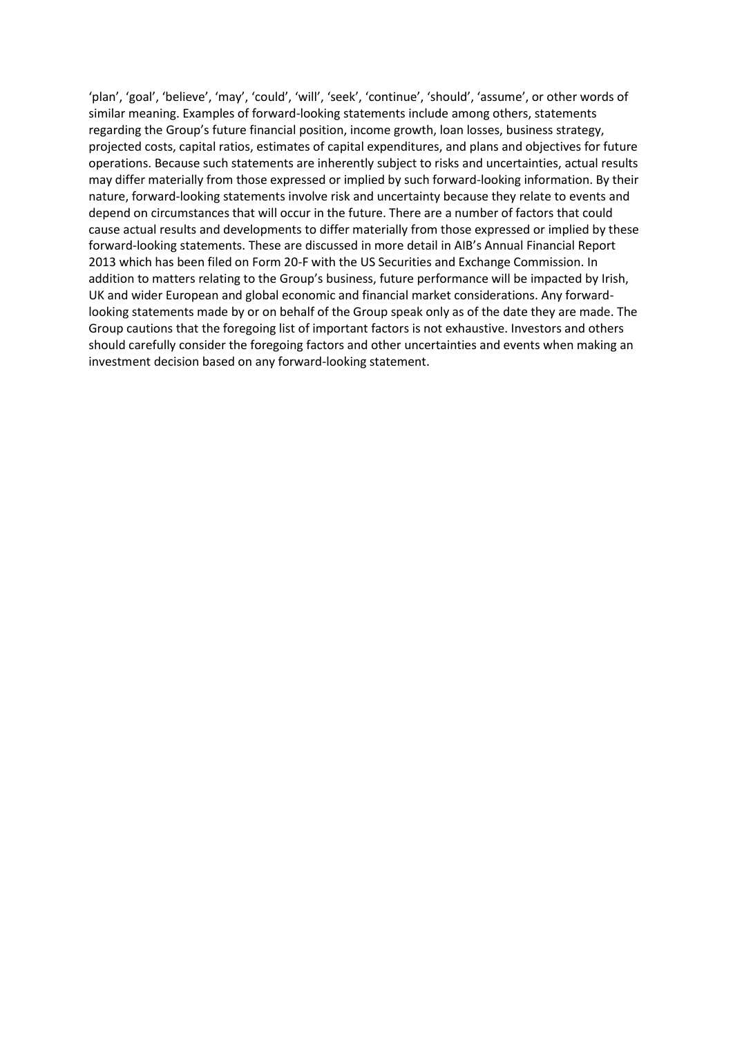'plan', 'goal', 'believe', 'may', 'could', 'will', 'seek', 'continue', 'should', 'assume', or other words of similar meaning. Examples of forward-looking statements include among others, statements regarding the Group's future financial position, income growth, loan losses, business strategy, projected costs, capital ratios, estimates of capital expenditures, and plans and objectives for future operations. Because such statements are inherently subject to risks and uncertainties, actual results may differ materially from those expressed or implied by such forward-looking information. By their nature, forward-looking statements involve risk and uncertainty because they relate to events and depend on circumstances that will occur in the future. There are a number of factors that could cause actual results and developments to differ materially from those expressed or implied by these forward-looking statements. These are discussed in more detail in AIB's Annual Financial Report 2013 which has been filed on Form 20-F with the US Securities and Exchange Commission. In addition to matters relating to the Group's business, future performance will be impacted by Irish, UK and wider European and global economic and financial market considerations. Any forward-looking statements made by or on behalf of the Group speak only as of the date they are made. The Group cautions that the foregoing list of important factors is not exhaustive. Investors and others should carefully consider the foregoing factors and other uncertainties and events when making an investment decision based on any forward-looking statement.